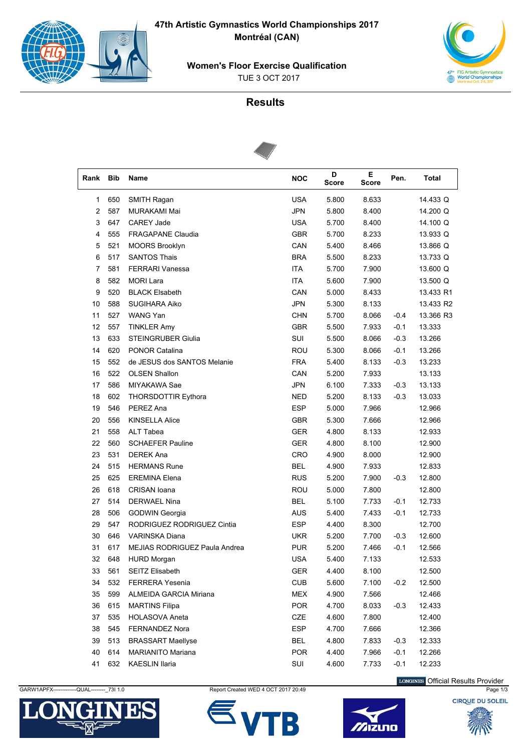# 47th Artistic Gymnastics World Championships 2017
## Montréal (CAN)

### Women's Floor Exercise Qualification

TUE 3 OCT 2017

## Results

| Rank | Bib | Name | NOC | D Score | E Score | Pen. | Total |
|---|---|---|---|---|---|---|---|
| 1 | 650 | SMITH Ragan | USA | 5.800 | 8.633 | | 14.433 Q |
| 2 | 587 | MURAKAMI Mai | JPN | 5.800 | 8.400 | | 14.200 Q |
| 3 | 647 | CAREY Jade | USA | 5.700 | 8.400 | | 14.100 Q |
| 4 | 555 | FRAGAPANE Claudia | GBR | 5.700 | 8.233 | | 13.933 Q |
| 5 | 521 | MOORS Brooklyn | CAN | 5.400 | 8.466 | | 13.866 Q |
| 6 | 517 | SANTOS Thais | BRA | 5.500 | 8.233 | | 13.733 Q |
| 7 | 581 | FERRARI Vanessa | ITA | 5.700 | 7.900 | | 13.600 Q |
| 8 | 582 | MORI Lara | ITA | 5.600 | 7.900 | | 13.500 Q |
| 9 | 520 | BLACK Elsabeth | CAN | 5.000 | 8.433 | | 13.433 R1 |
| 10 | 588 | SUGIHARA Aiko | JPN | 5.300 | 8.133 | | 13.433 R2 |
| 11 | 527 | WANG Yan | CHN | 5.700 | 8.066 | -0.4 | 13.366 R3 |
| 12 | 557 | TINKLER Amy | GBR | 5.500 | 7.933 | -0.1 | 13.333 |
| 13 | 633 | STEINGRUBER Giulia | SUI | 5.500 | 8.066 | -0.3 | 13.266 |
| 14 | 620 | PONOR Catalina | ROU | 5.300 | 8.066 | -0.1 | 13.266 |
| 15 | 552 | de JESUS dos SANTOS Melanie | FRA | 5.400 | 8.133 | -0.3 | 13.233 |
| 16 | 522 | OLSEN Shallon | CAN | 5.200 | 7.933 | | 13.133 |
| 17 | 586 | MIYAKAWA Sae | JPN | 6.100 | 7.333 | -0.3 | 13.133 |
| 18 | 602 | THORSDOTTIR Eythora | NED | 5.200 | 8.133 | -0.3 | 13.033 |
| 19 | 546 | PEREZ Ana | ESP | 5.000 | 7.966 | | 12.966 |
| 20 | 556 | KINSELLA Alice | GBR | 5.300 | 7.666 | | 12.966 |
| 21 | 558 | ALT Tabea | GER | 4.800 | 8.133 | | 12.933 |
| 22 | 560 | SCHAEFER Pauline | GER | 4.800 | 8.100 | | 12.900 |
| 23 | 531 | DEREK Ana | CRO | 4.900 | 8.000 | | 12.900 |
| 24 | 515 | HERMANS Rune | BEL | 4.900 | 7.933 | | 12.833 |
| 25 | 625 | EREMINA Elena | RUS | 5.200 | 7.900 | -0.3 | 12.800 |
| 26 | 618 | CRISAN Ioana | ROU | 5.000 | 7.800 | | 12.800 |
| 27 | 514 | DERWAEL Nina | BEL | 5.100 | 7.733 | -0.1 | 12.733 |
| 28 | 506 | GODWIN Georgia | AUS | 5.400 | 7.433 | -0.1 | 12.733 |
| 29 | 547 | RODRIGUEZ RODRIGUEZ Cintia | ESP | 4.400 | 8.300 | | 12.700 |
| 30 | 646 | VARINSKA Diana | UKR | 5.200 | 7.700 | -0.3 | 12.600 |
| 31 | 617 | MEJIAS RODRIGUEZ Paula Andrea | PUR | 5.200 | 7.466 | -0.1 | 12.566 |
| 32 | 648 | HURD Morgan | USA | 5.400 | 7.133 | | 12.533 |
| 33 | 561 | SEITZ Elisabeth | GER | 4.400 | 8.100 | | 12.500 |
| 34 | 532 | FERRERA Yesenia | CUB | 5.600 | 7.100 | -0.2 | 12.500 |
| 35 | 599 | ALMEIDA GARCIA Miriana | MEX | 4.900 | 7.566 | | 12.466 |
| 36 | 615 | MARTINS Filipa | POR | 4.700 | 8.033 | -0.3 | 12.433 |
| 37 | 535 | HOLASOVA Aneta | CZE | 4.600 | 7.800 | | 12.400 |
| 38 | 545 | FERNANDEZ Nora | ESP | 4.700 | 7.666 | | 12.366 |
| 39 | 513 | BRASSART Maellyse | BEL | 4.800 | 7.833 | -0.3 | 12.333 |
| 40 | 614 | MARIANITO Mariana | POR | 4.400 | 7.966 | -0.1 | 12.266 |
| 41 | 632 | KAESLIN Ilaria | SUI | 4.600 | 7.733 | -0.1 | 12.233 |

GARW1APFX-------------QUAL--------_73I 1.0 Report Created WED 4 OCT 2017 20:49

LONGINES Official Results Provider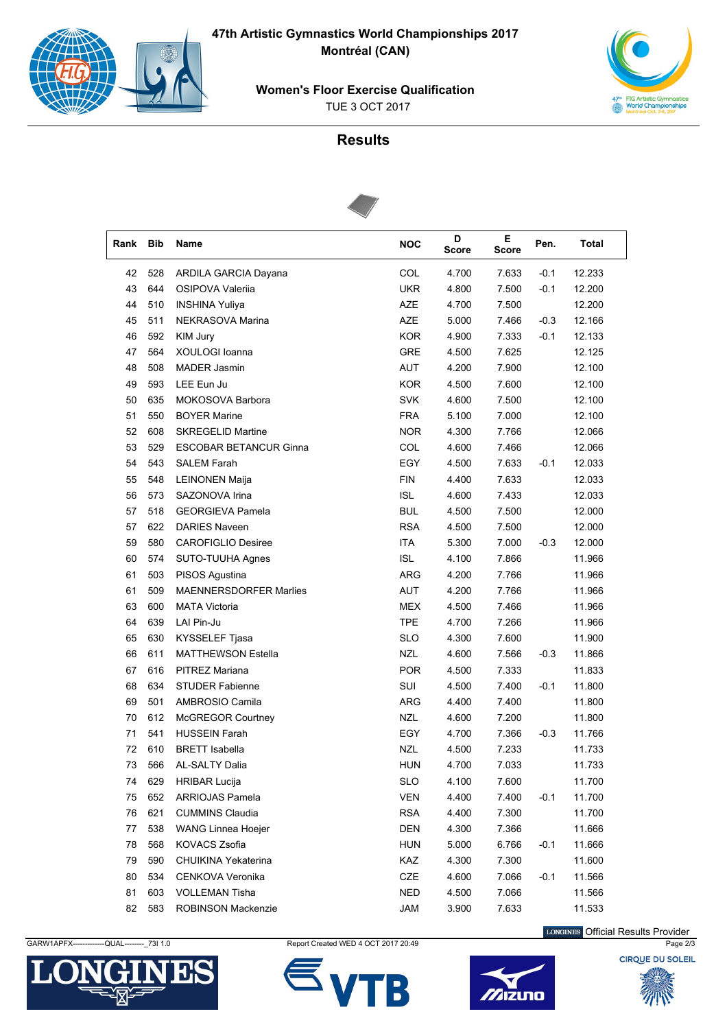# 47th Artistic Gymnastics World Championships 2017

**Montréal (CAN)**

**Women's Floor Exercise Qualification**

TUE 3 OCT 2017

## Results

| Rank | Bib | Name | NOC | D Score | E Score | Pen. | Total |
|---|---|---|---|---|---|---|---|
| 42 | 528 | ARDILA GARCIA Dayana | COL | 4.700 | 7.633 | -0.1 | 12.233 |
| 43 | 644 | OSIPOVA Valeriia | UKR | 4.800 | 7.500 | -0.1 | 12.200 |
| 44 | 510 | INSHINA Yuliya | AZE | 4.700 | 7.500 | | 12.200 |
| 45 | 511 | NEKRASOVA Marina | AZE | 5.000 | 7.466 | -0.3 | 12.166 |
| 46 | 592 | KIM Jury | KOR | 4.900 | 7.333 | -0.1 | 12.133 |
| 47 | 564 | XOULOGI Ioanna | GRE | 4.500 | 7.625 | | 12.125 |
| 48 | 508 | MADER Jasmin | AUT | 4.200 | 7.900 | | 12.100 |
| 49 | 593 | LEE Eun Ju | KOR | 4.500 | 7.600 | | 12.100 |
| 50 | 635 | MOKOSOVA Barbora | SVK | 4.600 | 7.500 | | 12.100 |
| 51 | 550 | BOYER Marine | FRA | 5.100 | 7.000 | | 12.100 |
| 52 | 608 | SKREGELID Martine | NOR | 4.300 | 7.766 | | 12.066 |
| 53 | 529 | ESCOBAR BETANCUR Ginna | COL | 4.600 | 7.466 | | 12.066 |
| 54 | 543 | SALEM Farah | EGY | 4.500 | 7.633 | -0.1 | 12.033 |
| 55 | 548 | LEINONEN Maija | FIN | 4.400 | 7.633 | | 12.033 |
| 56 | 573 | SAZONOVA Irina | ISL | 4.600 | 7.433 | | 12.033 |
| 57 | 518 | GEORGIEVA Pamela | BUL | 4.500 | 7.500 | | 12.000 |
| 57 | 622 | DARIES Naveen | RSA | 4.500 | 7.500 | | 12.000 |
| 59 | 580 | CAROFIGLIO Desiree | ITA | 5.300 | 7.000 | -0.3 | 12.000 |
| 60 | 574 | SUTO-TUUHA Agnes | ISL | 4.100 | 7.866 | | 11.966 |
| 61 | 503 | PISOS Agustina | ARG | 4.200 | 7.766 | | 11.966 |
| 61 | 509 | MAENNERSDORFER Marlies | AUT | 4.200 | 7.766 | | 11.966 |
| 63 | 600 | MATA Victoria | MEX | 4.500 | 7.466 | | 11.966 |
| 64 | 639 | LAI Pin-Ju | TPE | 4.700 | 7.266 | | 11.966 |
| 65 | 630 | KYSSELEF Tjasa | SLO | 4.300 | 7.600 | | 11.900 |
| 66 | 611 | MATTHEWSON Estella | NZL | 4.600 | 7.566 | -0.3 | 11.866 |
| 67 | 616 | PITREZ Mariana | POR | 4.500 | 7.333 | | 11.833 |
| 68 | 634 | STUDER Fabienne | SUI | 4.500 | 7.400 | -0.1 | 11.800 |
| 69 | 501 | AMBROSIO Camila | ARG | 4.400 | 7.400 | | 11.800 |
| 70 | 612 | McGREGOR Courtney | NZL | 4.600 | 7.200 | | 11.800 |
| 71 | 541 | HUSSEIN Farah | EGY | 4.700 | 7.366 | -0.3 | 11.766 |
| 72 | 610 | BRETT Isabella | NZL | 4.500 | 7.233 | | 11.733 |
| 73 | 566 | AL-SALTY Dalia | HUN | 4.700 | 7.033 | | 11.733 |
| 74 | 629 | HRIBAR Lucija | SLO | 4.100 | 7.600 | | 11.700 |
| 75 | 652 | ARRIOJAS Pamela | VEN | 4.400 | 7.400 | -0.1 | 11.700 |
| 76 | 621 | CUMMINS Claudia | RSA | 4.400 | 7.300 | | 11.700 |
| 77 | 538 | WANG Linnea Hoejer | DEN | 4.300 | 7.366 | | 11.666 |
| 78 | 568 | KOVACS Zsofia | HUN | 5.000 | 6.766 | -0.1 | 11.666 |
| 79 | 590 | CHUIKINA Yekaterina | KAZ | 4.300 | 7.300 | | 11.600 |
| 80 | 534 | CENKOVA Veronika | CZE | 4.600 | 7.066 | -0.1 | 11.566 |
| 81 | 603 | VOLLEMAN Tisha | NED | 4.500 | 7.066 | | 11.566 |
| 82 | 583 | ROBINSON Mackenzie | JAM | 3.900 | 7.633 | | 11.533 |

GARW1APFX-------------QUAL--------_73I 1.0 — Report Created WED 4 OCT 2017 20:49

LONGINES Official Results Provider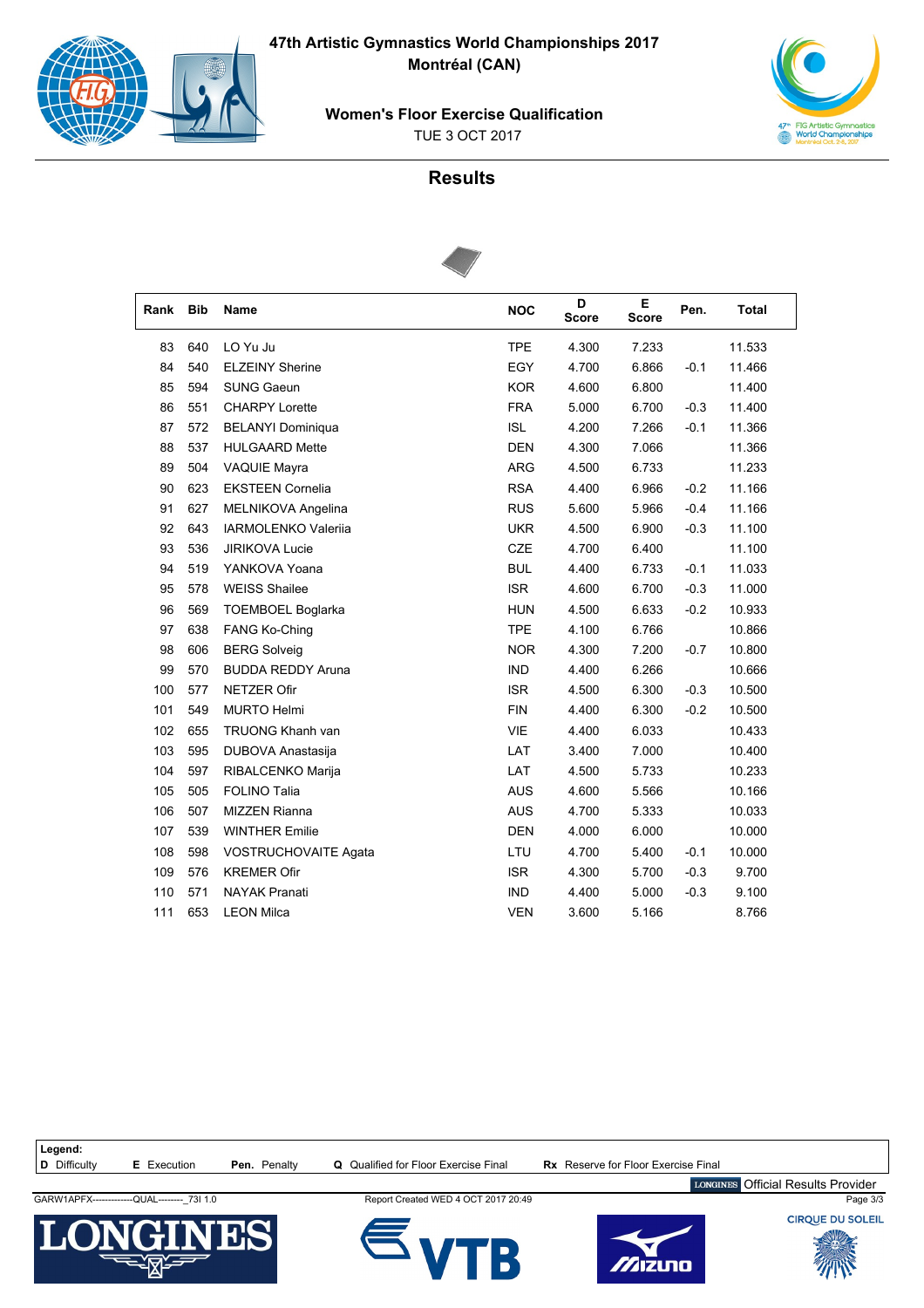# 47th Artistic Gymnastics World Championships 2017
## Montréal (CAN)

### Women's Floor Exercise Qualification
TUE 3 OCT 2017

## Results

| Rank | Bib | Name | NOC | D Score | E Score | Pen. | Total |
|---|---|---|---|---|---|---|---|
| 83 | 640 | LO Yu Ju | TPE | 4.300 | 7.233 | | 11.533 |
| 84 | 540 | ELZEINY Sherine | EGY | 4.700 | 6.866 | -0.1 | 11.466 |
| 85 | 594 | SUNG Gaeun | KOR | 4.600 | 6.800 | | 11.400 |
| 86 | 551 | CHARPY Lorette | FRA | 5.000 | 6.700 | -0.3 | 11.400 |
| 87 | 572 | BELANYI Dominiqua | ISL | 4.200 | 7.266 | -0.1 | 11.366 |
| 88 | 537 | HULGAARD Mette | DEN | 4.300 | 7.066 | | 11.366 |
| 89 | 504 | VAQUIE Mayra | ARG | 4.500 | 6.733 | | 11.233 |
| 90 | 623 | EKSTEEN Cornelia | RSA | 4.400 | 6.966 | -0.2 | 11.166 |
| 91 | 627 | MELNIKOVA Angelina | RUS | 5.600 | 5.966 | -0.4 | 11.166 |
| 92 | 643 | IARMOLENKO Valeriia | UKR | 4.500 | 6.900 | -0.3 | 11.100 |
| 93 | 536 | JIRIKOVA Lucie | CZE | 4.700 | 6.400 | | 11.100 |
| 94 | 519 | YANKOVA Yoana | BUL | 4.400 | 6.733 | -0.1 | 11.033 |
| 95 | 578 | WEISS Shailee | ISR | 4.600 | 6.700 | -0.3 | 11.000 |
| 96 | 569 | TOEMBOEL Boglarka | HUN | 4.500 | 6.633 | -0.2 | 10.933 |
| 97 | 638 | FANG Ko-Ching | TPE | 4.100 | 6.766 | | 10.866 |
| 98 | 606 | BERG Solveig | NOR | 4.300 | 7.200 | -0.7 | 10.800 |
| 99 | 570 | BUDDA REDDY Aruna | IND | 4.400 | 6.266 | | 10.666 |
| 100 | 577 | NETZER Ofir | ISR | 4.500 | 6.300 | -0.3 | 10.500 |
| 101 | 549 | MURTO Helmi | FIN | 4.400 | 6.300 | -0.2 | 10.500 |
| 102 | 655 | TRUONG Khanh van | VIE | 4.400 | 6.033 | | 10.433 |
| 103 | 595 | DUBOVA Anastasija | LAT | 3.400 | 7.000 | | 10.400 |
| 104 | 597 | RIBALCENKO Marija | LAT | 4.500 | 5.733 | | 10.233 |
| 105 | 505 | FOLINO Talia | AUS | 4.600 | 5.566 | | 10.166 |
| 106 | 507 | MIZZEN Rianna | AUS | 4.700 | 5.333 | | 10.033 |
| 107 | 539 | WINTHER Emilie | DEN | 4.000 | 6.000 | | 10.000 |
| 108 | 598 | VOSTRUCHOVAITE Agata | LTU | 4.700 | 5.400 | -0.1 | 10.000 |
| 109 | 576 | KREMER Ofir | ISR | 4.300 | 5.700 | -0.3 | 9.700 |
| 110 | 571 | NAYAK Pranati | IND | 4.400 | 5.000 | -0.3 | 9.100 |
| 111 | 653 | LEON Milca | VEN | 3.600 | 5.166 | | 8.766 |

**Legend:**
**D** Difficulty **E** Execution **Pen.** Penalty **Q** Qualified for Floor Exercise Final **Rx** Reserve for Floor Exercise Final

LONGINES Official Results Provider

GARW1APFX-------------QUAL--------_73I 1.0 Report Created WED 4 OCT 2017 20:49